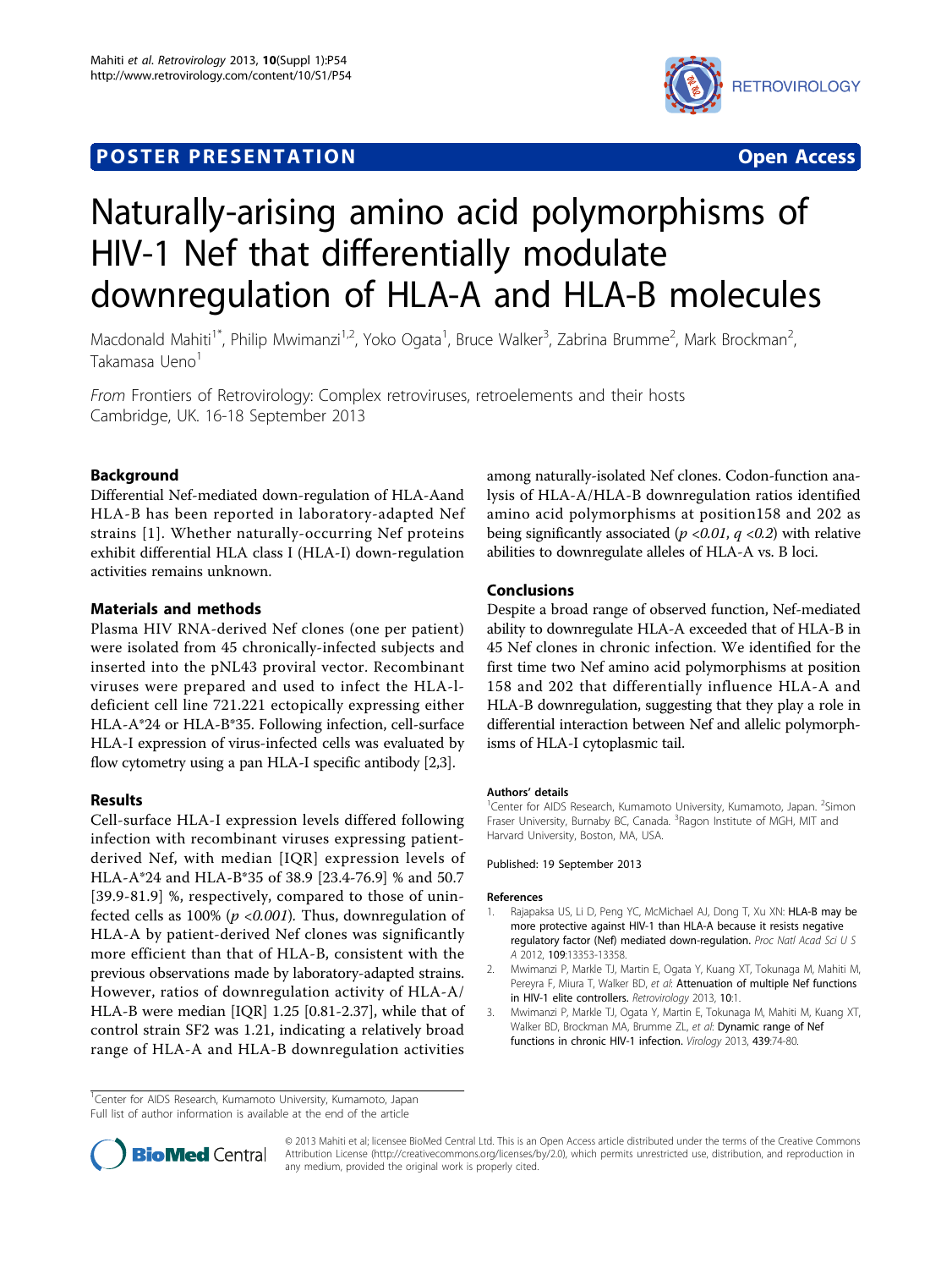POSTER PRESENTATION Open Access

# Naturally-arising amino acid polymorphisms of HIV-1 Nef that differentially modulate downregulation of HLA-A and HLA-B molecules

Macdonald Mahiti[1*], Philip Mwimanzi[1,2], Yoko Ogata[1], Bruce Walker[3], Zabrina Brumme[2], Mark Brockman[2], Takamasa Ueno[1]

*From* Frontiers of Retrovirology: Complex retroviruses, retroelements and their hosts
Cambridge, UK. 16-18 September 2013

## Background

Differential Nef-mediated down-regulation of HLA-Aand HLA-B has been reported in laboratory-adapted Nef strains [1]. Whether naturally-occurring Nef proteins exhibit differential HLA class I (HLA-I) down-regulation activities remains unknown.

## Materials and methods

Plasma HIV RNA-derived Nef clones (one per patient) were isolated from 45 chronically-infected subjects and inserted into the pNL43 proviral vector. Recombinant viruses were prepared and used to infect the HLA-I-deficient cell line 721.221 ectopically expressing either HLA-A*24 or HLA-B*35. Following infection, cell-surface HLA-I expression of virus-infected cells was evaluated by flow cytometry using a pan HLA-I specific antibody [2,3].

## Results

Cell-surface HLA-I expression levels differed following infection with recombinant viruses expressing patient-derived Nef, with median [IQR] expression levels of HLA-A*24 and HLA-B*35 of 38.9 [23.4-76.9] % and 50.7 [39.9-81.9] %, respectively, compared to those of uninfected cells as 100% ($p < 0.001$). Thus, downregulation of HLA-A by patient-derived Nef clones was significantly more efficient than that of HLA-B, consistent with the previous observations made by laboratory-adapted strains. However, ratios of downregulation activity of HLA-A/HLA-B were median [IQR] 1.25 [0.81-2.37], while that of control strain SF2 was 1.21, indicating a relatively broad range of HLA-A and HLA-B downregulation activities among naturally-isolated Nef clones. Codon-function analysis of HLA-A/HLA-B downregulation ratios identified amino acid polymorphisms at position158 and 202 as being significantly associated ($p < 0.01$, $q < 0.2$) with relative abilities to downregulate alleles of HLA-A vs. B loci.

## Conclusions

Despite a broad range of observed function, Nef-mediated ability to downregulate HLA-A exceeded that of HLA-B in 45 Nef clones in chronic infection. We identified for the first time two Nef amino acid polymorphisms at position 158 and 202 that differentially influence HLA-A and HLA-B downregulation, suggesting that they play a role in differential interaction between Nef and allelic polymorphisms of HLA-I cytoplasmic tail.

### Authors' details

[1]Center for AIDS Research, Kumamoto University, Kumamoto, Japan. [2]Simon Fraser University, Burnaby BC, Canada. [3]Ragon Institute of MGH, MIT and Harvard University, Boston, MA, USA.

Published: 19 September 2013

### References

1. Rajapaksa US, Li D, Peng YC, McMichael AJ, Dong T, Xu XN: **HLA-B may be more protective against HIV-1 than HLA-A because it resists negative regulatory factor (Nef) mediated down-regulation.** *Proc Natl Acad Sci U S A* 2012, **109**:13353-13358.
2. Mwimanzi P, Markle TJ, Martin E, Ogata Y, Kuang XT, Tokunaga M, Mahiti M, Pereyra F, Miura T, Walker BD, *et al*: **Attenuation of multiple Nef functions in HIV-1 elite controllers.** *Retrovirology* 2013, **10**:1.
3. Mwimanzi P, Markle TJ, Ogata Y, Martin E, Tokunaga M, Mahiti M, Kuang XT, Walker BD, Brockman MA, Brumme ZL, *et al*: **Dynamic range of Nef functions in chronic HIV-1 infection.** *Virology* 2013, **439**:74-80.

[1]Center for AIDS Research, Kumamoto University, Kumamoto, Japan
Full list of author information is available at the end of the article

© 2013 Mahiti et al; licensee BioMed Central Ltd. This is an Open Access article distributed under the terms of the Creative Commons Attribution License (http://creativecommons.org/licenses/by/2.0), which permits unrestricted use, distribution, and reproduction in any medium, provided the original work is properly cited.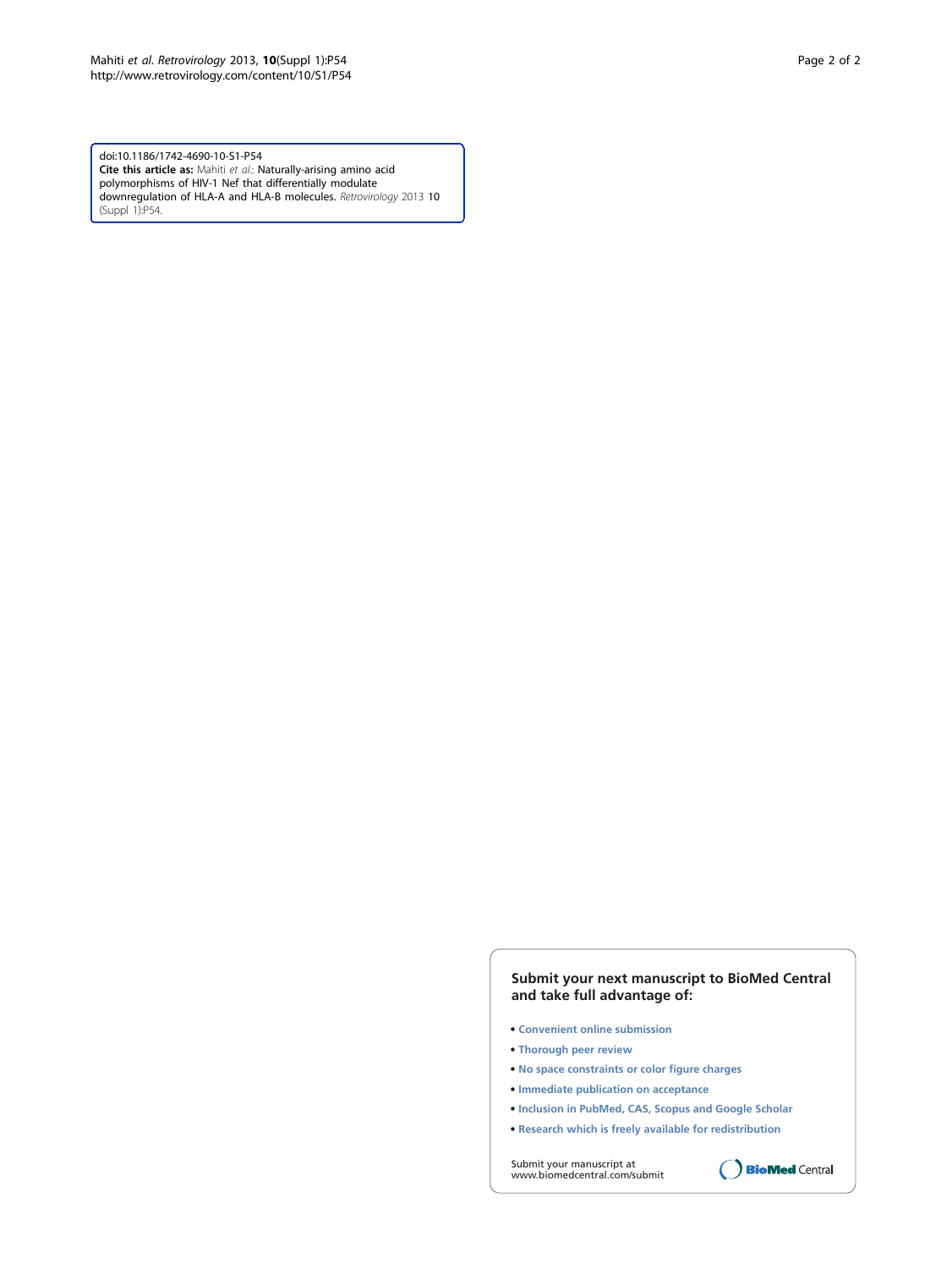doi:10.1186/1742-4690-10-S1-P54

**Cite this article as:** Mahiti *et al.*: Naturally-arising amino acid polymorphisms of HIV-1 Nef that differentially modulate downregulation of HLA-A and HLA-B molecules. *Retrovirology* 2013 10 (Suppl 1):P54.

**Submit your next manuscript to BioMed Central and take full advantage of:**

- **Convenient online submission**
- **Thorough peer review**
- **No space constraints or color figure charges**
- **Immediate publication on acceptance**
- **Inclusion in PubMed, CAS, Scopus and Google Scholar**
- **Research which is freely available for redistribution**

Submit your manuscript at www.biomedcentral.com/submit

BioMed Central